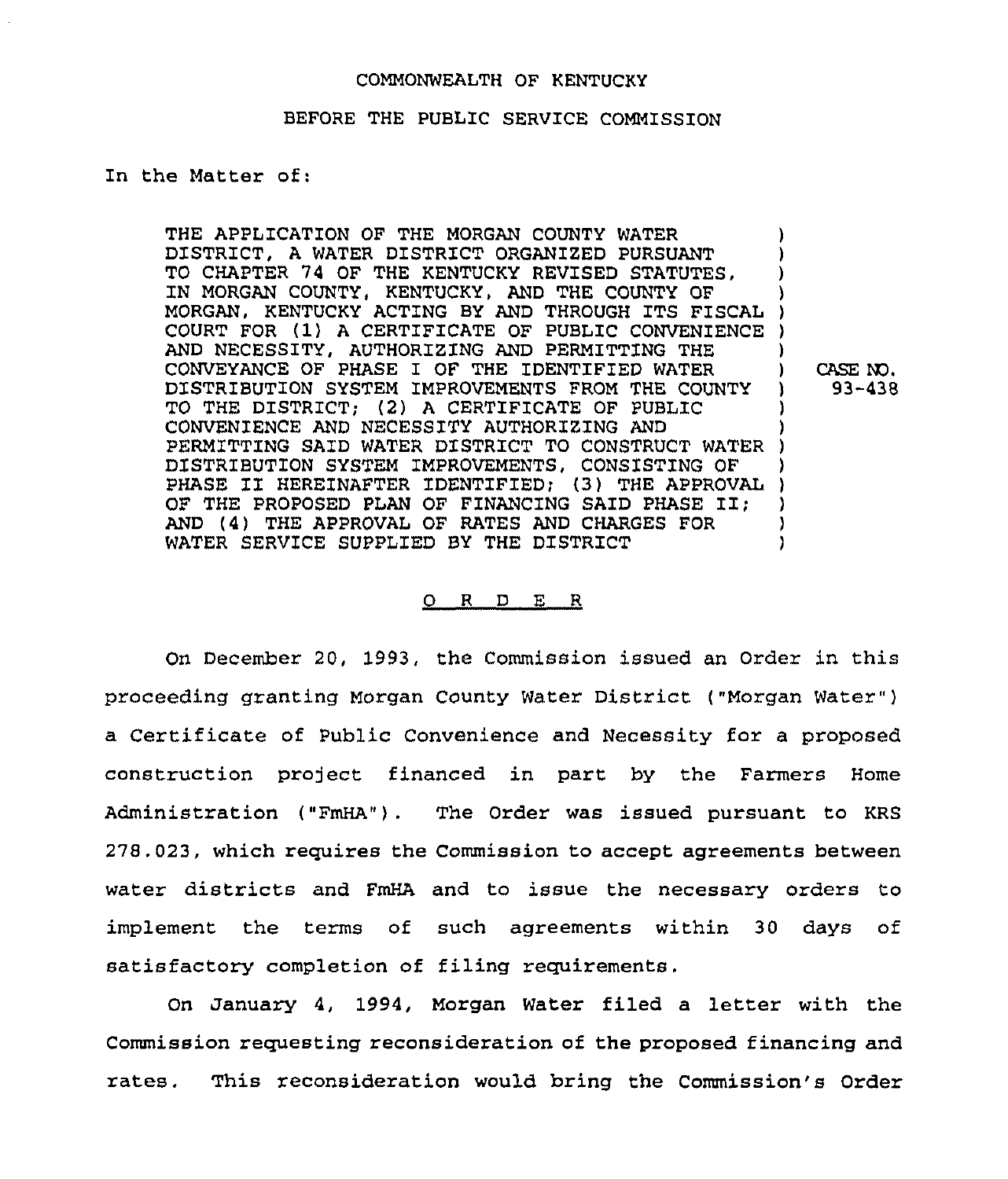COMMONWEALTH OF KENTUCKY

BEFORE THE PUBLIC SERVICE COMMISSION

In the Matter of:

| | | |
|---|---|---|
| THE APPLICATION OF THE MORGAN COUNTY WATER DISTRICT, A WATER DISTRICT ORGANIZED PURSUANT TO CHAPTER 74 OF THE KENTUCKY REVISED STATUTES, IN MORGAN COUNTY, KENTUCKY, AND THE COUNTY OF MORGAN, KENTUCKY ACTING BY AND THROUGH ITS FISCAL COURT FOR (1) A CERTIFICATE OF PUBLIC CONVENIENCE AND NECESSITY, AUTHORIZING AND PERMITTING THE CONVEYANCE OF PHASE I OF THE IDENTIFIED WATER DISTRIBUTION SYSTEM IMPROVEMENTS FROM THE COUNTY TO THE DISTRICT; (2) A CERTIFICATE OF PUBLIC CONVENIENCE AND NECESSITY AUTHORIZING AND PERMITTING SAID WATER DISTRICT TO CONSTRUCT WATER DISTRIBUTION SYSTEM IMPROVEMENTS, CONSISTING OF PHASE II HEREINAFTER IDENTIFIED; (3) THE APPROVAL OF THE PROPOSED PLAN OF FINANCING SAID PHASE II; AND (4) THE APPROVAL OF RATES AND CHARGES FOR WATER SERVICE SUPPLIED BY THE DISTRICT | ) | CASE NO. 93-438 |

O R D E R

On December 20, 1993, the Commission issued an Order in this proceeding granting Morgan County Water District ("Morgan Water") a Certificate of Public Convenience and Necessity for a proposed construction project financed in part by the Farmers Home Administration ("FmHA"). The Order was issued pursuant to KRS 278.023, which requires the Commission to accept agreements between water districts and FmHA and to issue the necessary orders to implement the terms of such agreements within 30 days of satisfactory completion of filing requirements.

On January 4, 1994, Morgan Water filed a letter with the Commission requesting reconsideration of the proposed financing and rates. This reconsideration would bring the Commission's Order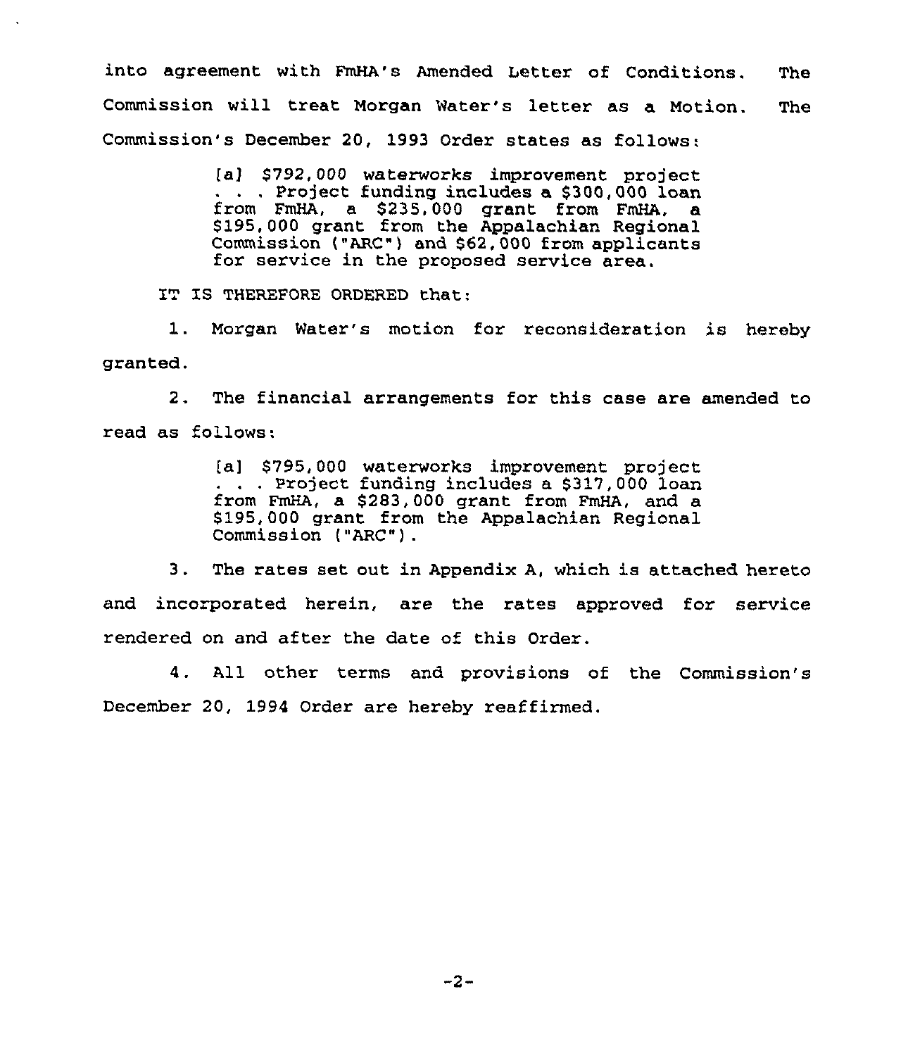into agreement with FmHA's Amended Letter of Conditions. The Commission will treat Morgan Water's letter as a Motion. The Commission's December 20, 1993 Order states as follows:

> [a] $792,000 waterworks improvement project . . . Project funding includes a $300,000 loan from FmHA, a $235,000 grant from FmHA, a $195,000 grant from the Appalachian Regional Commission ("ARC") and $62,000 from applicants for service in the proposed service area.

IT IS THEREFORE ORDERED that:

1. Morgan Water's motion for reconsideration is hereby granted.

2. The financial arrangements for this case are amended to read as follows:

> [a] $795,000 waterworks improvement project . . . Project funding includes a $317,000 loan from FmHA, a $283,000 grant from FmHA, and a $195,000 grant from the Appalachian Regional Commission ("ARC").

3. The rates set out in Appendix A, which is attached hereto and incorporated herein, are the rates approved for service rendered on and after the date of this Order.

4. All other terms and provisions of the Commission's December 20, 1994 Order are hereby reaffirmed.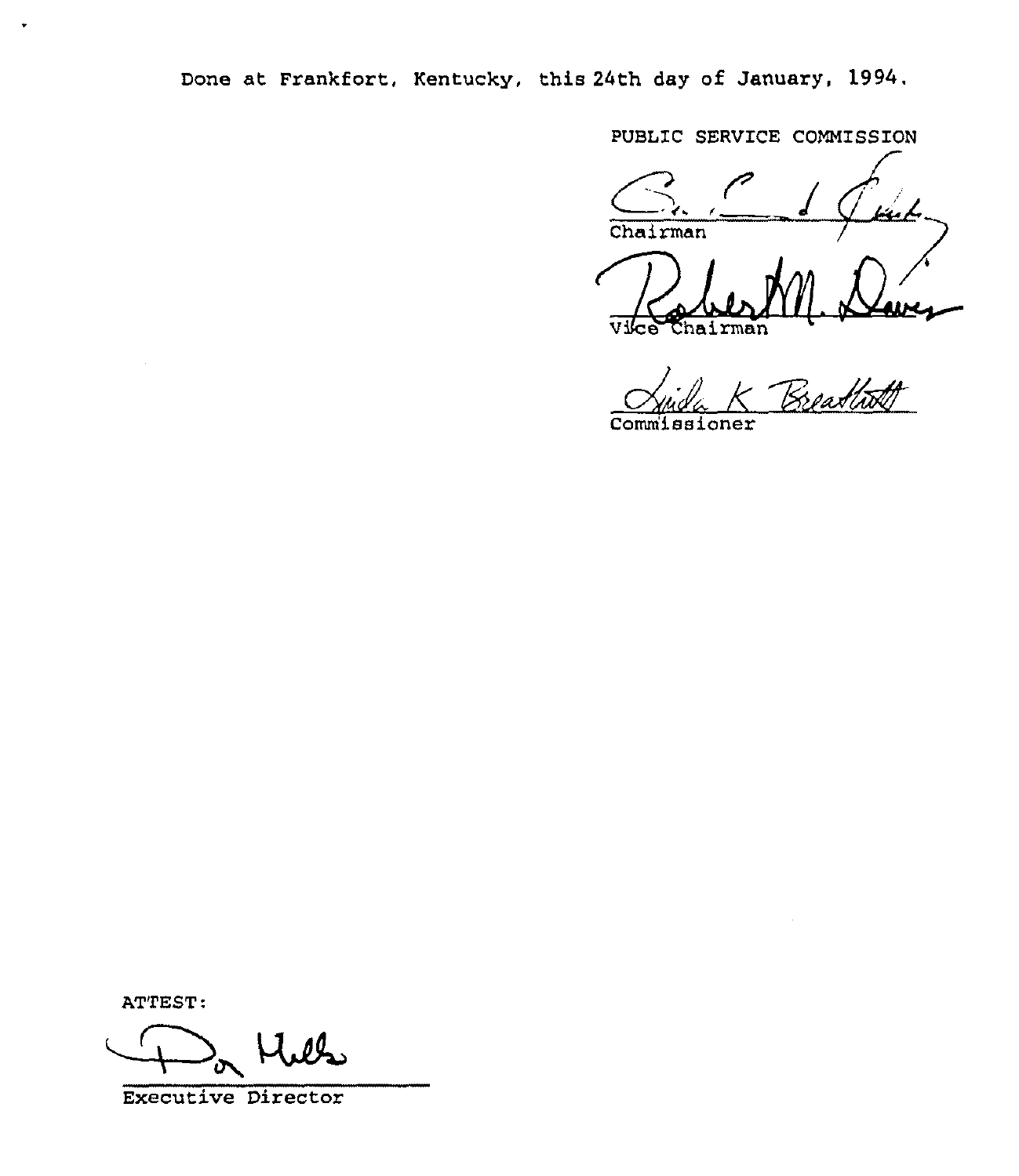Done at Frankfort, Kentucky, this 24th day of January, 1994.

PUBLIC SERVICE COMMISSION

Chairman

Vice Chairman

Commissioner

ATTEST:

Executive Director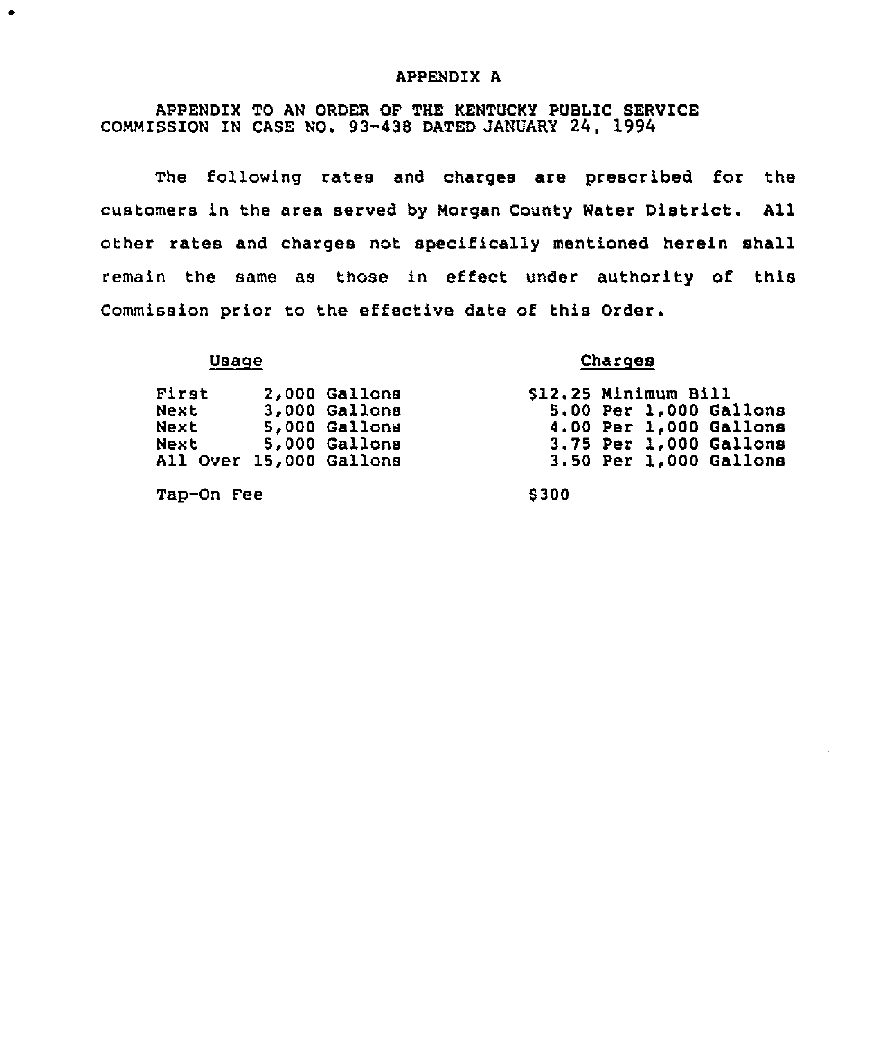# APPENDIX A

APPENDIX TO AN ORDER OF THE KENTUCKY PUBLIC SERVICE COMMISSION IN CASE NO. 93-438 DATED JANUARY 24, 1994

The following rates and charges are prescribed for the customers in the area served by Morgan County Water District. All other rates and charges not specifically mentioned herein shall remain the same as those in effect under authority of this Commission prior to the effective date of this Order.

| Usage | | Charges |
|---|---|---|
| First | 2,000 Gallons | $12.25 Minimum Bill |
| Next | 3,000 Gallons | 5.00 Per 1,000 Gallons |
| Next | 5,000 Gallons | 4.00 Per 1,000 Gallons |
| Next | 5,000 Gallons | 3.75 Per 1,000 Gallons |
| All Over | 15,000 Gallons | 3.50 Per 1,000 Gallons |
| Tap-On Fee | | $300 |